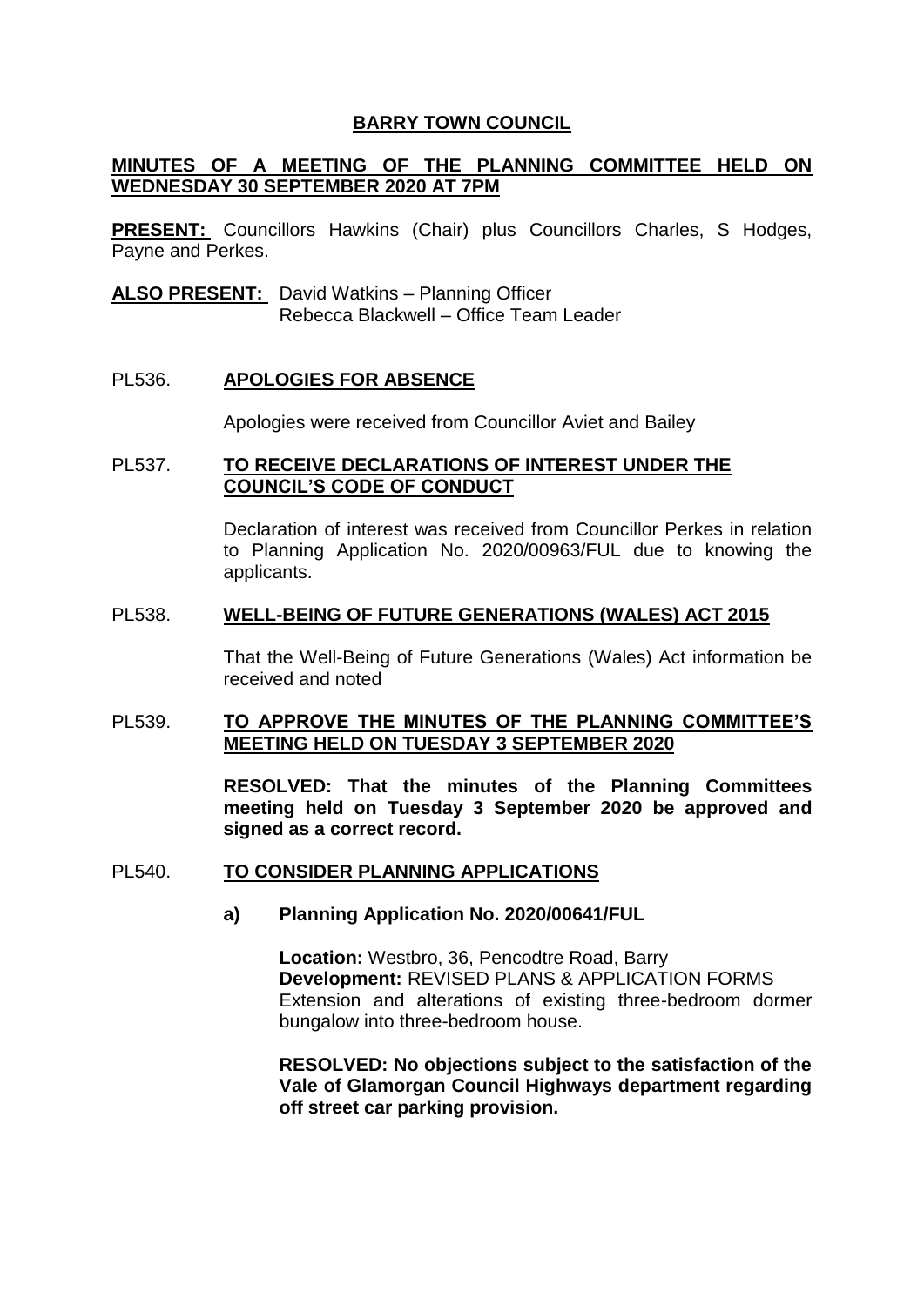# BARRY TOWN COUNCIL

## MINUTES OF A MEETING OF THE PLANNING COMMITTEE HELD ON WEDNESDAY 30 SEPTEMBER 2020 AT 7PM

**PRESENT:** Councillors Hawkins (Chair) plus Councillors Charles, S Hodges, Payne and Perkes.

**ALSO PRESENT:** David Watkins – Planning Officer
Rebecca Blackwell – Office Team Leader

### PL536. APOLOGIES FOR ABSENCE

Apologies were received from Councillor Aviet and Bailey

### PL537. TO RECEIVE DECLARATIONS OF INTEREST UNDER THE COUNCIL'S CODE OF CONDUCT

Declaration of interest was received from Councillor Perkes in relation to Planning Application No. 2020/00963/FUL due to knowing the applicants.

### PL538. WELL-BEING OF FUTURE GENERATIONS (WALES) ACT 2015

That the Well-Being of Future Generations (Wales) Act information be received and noted

### PL539. TO APPROVE THE MINUTES OF THE PLANNING COMMITTEE'S MEETING HELD ON TUESDAY 3 SEPTEMBER 2020

**RESOLVED: That the minutes of the Planning Committees meeting held on Tuesday 3 September 2020 be approved and signed as a correct record.**

### PL540. TO CONSIDER PLANNING APPLICATIONS

**a) Planning Application No. 2020/00641/FUL**

**Location:** Westbro, 36, Pencodtre Road, Barry
**Development:** REVISED PLANS & APPLICATION FORMS Extension and alterations of existing three-bedroom dormer bungalow into three-bedroom house.

**RESOLVED: No objections subject to the satisfaction of the Vale of Glamorgan Council Highways department regarding off street car parking provision.**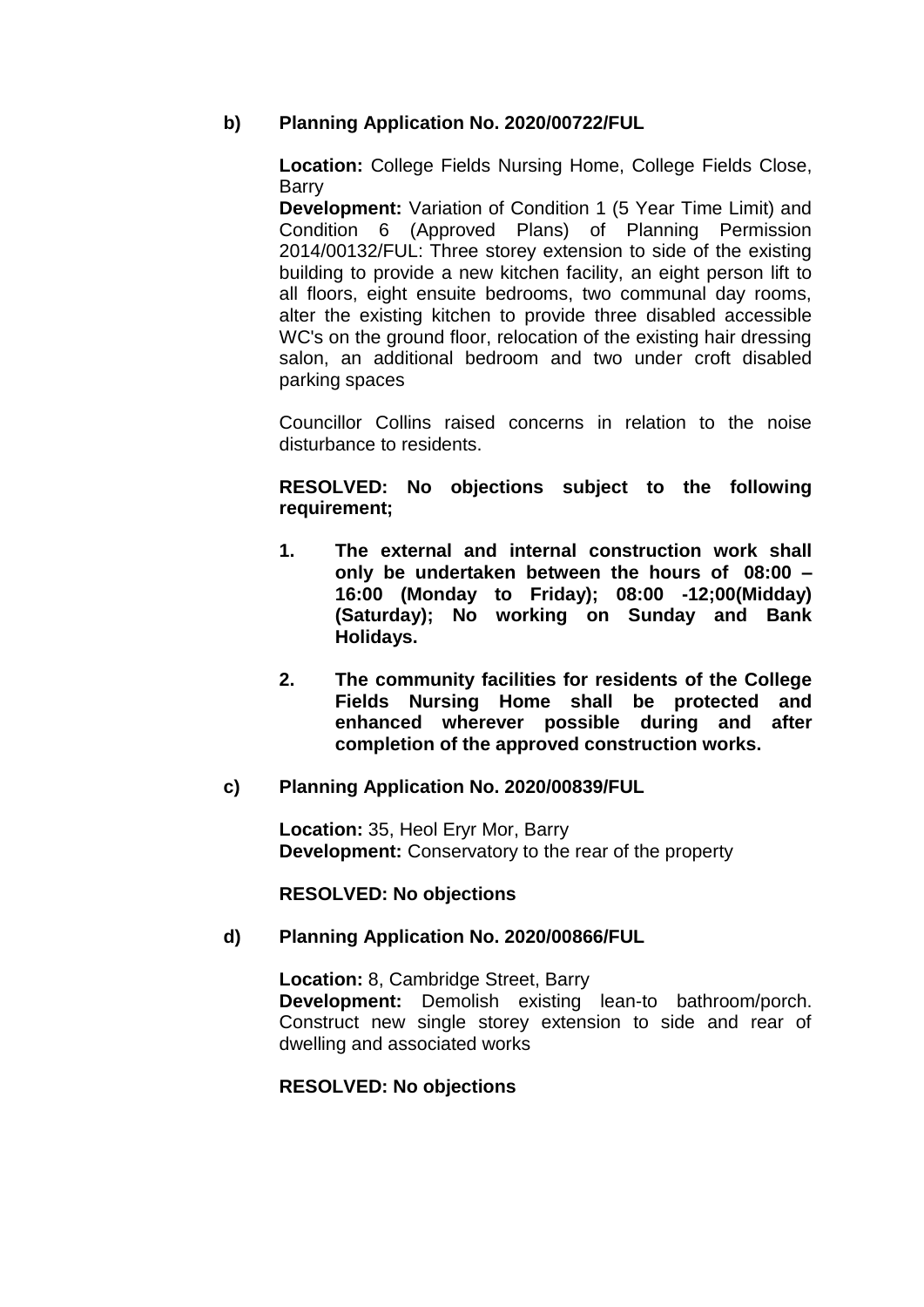**b) Planning Application No. 2020/00722/FUL**

**Location:** College Fields Nursing Home, College Fields Close, Barry
**Development:** Variation of Condition 1 (5 Year Time Limit) and Condition 6 (Approved Plans) of Planning Permission 2014/00132/FUL: Three storey extension to side of the existing building to provide a new kitchen facility, an eight person lift to all floors, eight ensuite bedrooms, two communal day rooms, alter the existing kitchen to provide three disabled accessible WC's on the ground floor, relocation of the existing hair dressing salon, an additional bedroom and two under croft disabled parking spaces

Councillor Collins raised concerns in relation to the noise disturbance to residents.

**RESOLVED: No objections subject to the following requirement;**

1. **The external and internal construction work shall only be undertaken between the hours of 08:00 – 16:00 (Monday to Friday); 08:00 -12;00(Midday) (Saturday); No working on Sunday and Bank Holidays.**

2. **The community facilities for residents of the College Fields Nursing Home shall be protected and enhanced wherever possible during and after completion of the approved construction works.**

**c) Planning Application No. 2020/00839/FUL**

**Location:** 35, Heol Eryr Mor, Barry
**Development:** Conservatory to the rear of the property

**RESOLVED: No objections**

**d) Planning Application No. 2020/00866/FUL**

**Location:** 8, Cambridge Street, Barry
**Development:** Demolish existing lean-to bathroom/porch. Construct new single storey extension to side and rear of dwelling and associated works

**RESOLVED: No objections**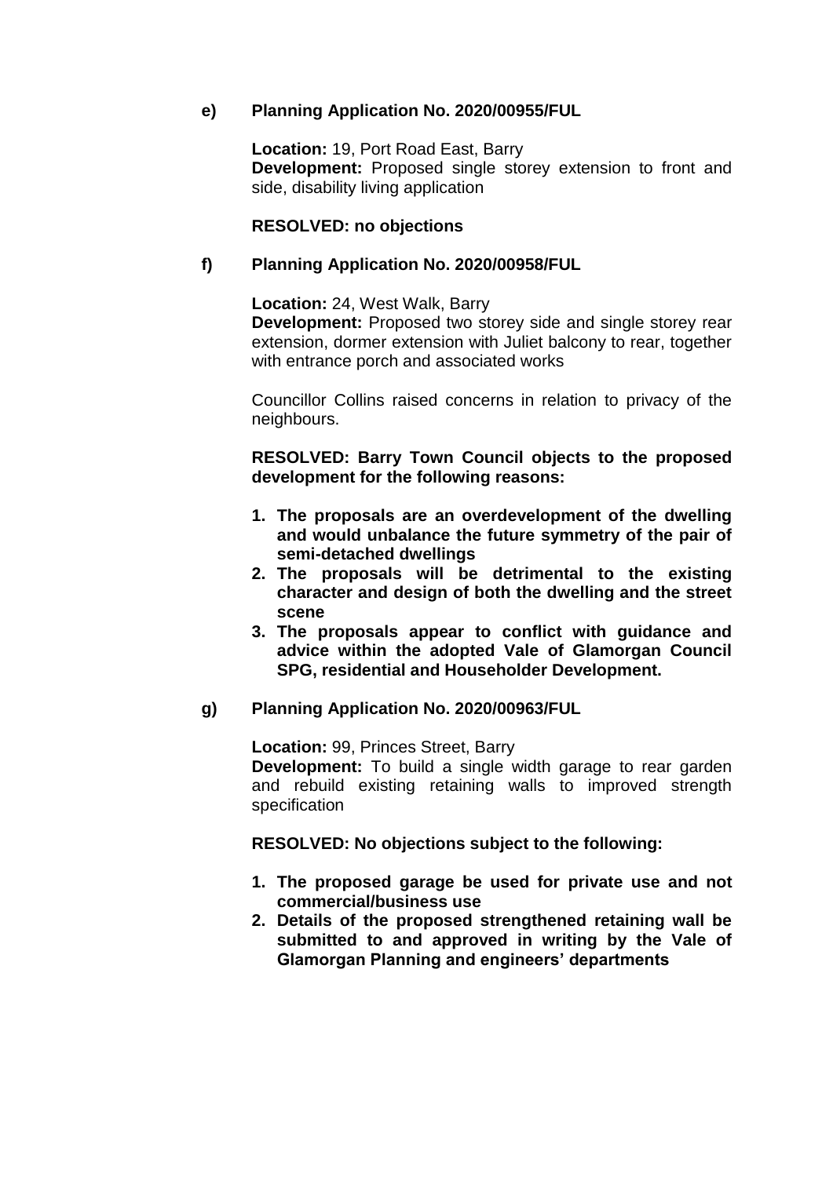**e) Planning Application No. 2020/00955/FUL**

**Location:** 19, Port Road East, Barry
**Development:** Proposed single storey extension to front and side, disability living application

**RESOLVED: no objections**

**f) Planning Application No. 2020/00958/FUL**

**Location:** 24, West Walk, Barry
**Development:** Proposed two storey side and single storey rear extension, dormer extension with Juliet balcony to rear, together with entrance porch and associated works

Councillor Collins raised concerns in relation to privacy of the neighbours.

**RESOLVED: Barry Town Council objects to the proposed development for the following reasons:**

1. **The proposals are an overdevelopment of the dwelling and would unbalance the future symmetry of the pair of semi-detached dwellings**
2. **The proposals will be detrimental to the existing character and design of both the dwelling and the street scene**
3. **The proposals appear to conflict with guidance and advice within the adopted Vale of Glamorgan Council SPG, residential and Householder Development.**

**g) Planning Application No. 2020/00963/FUL**

**Location:** 99, Princes Street, Barry
**Development:** To build a single width garage to rear garden and rebuild existing retaining walls to improved strength specification

**RESOLVED: No objections subject to the following:**

1. **The proposed garage be used for private use and not commercial/business use**
2. **Details of the proposed strengthened retaining wall be submitted to and approved in writing by the Vale of Glamorgan Planning and engineers' departments**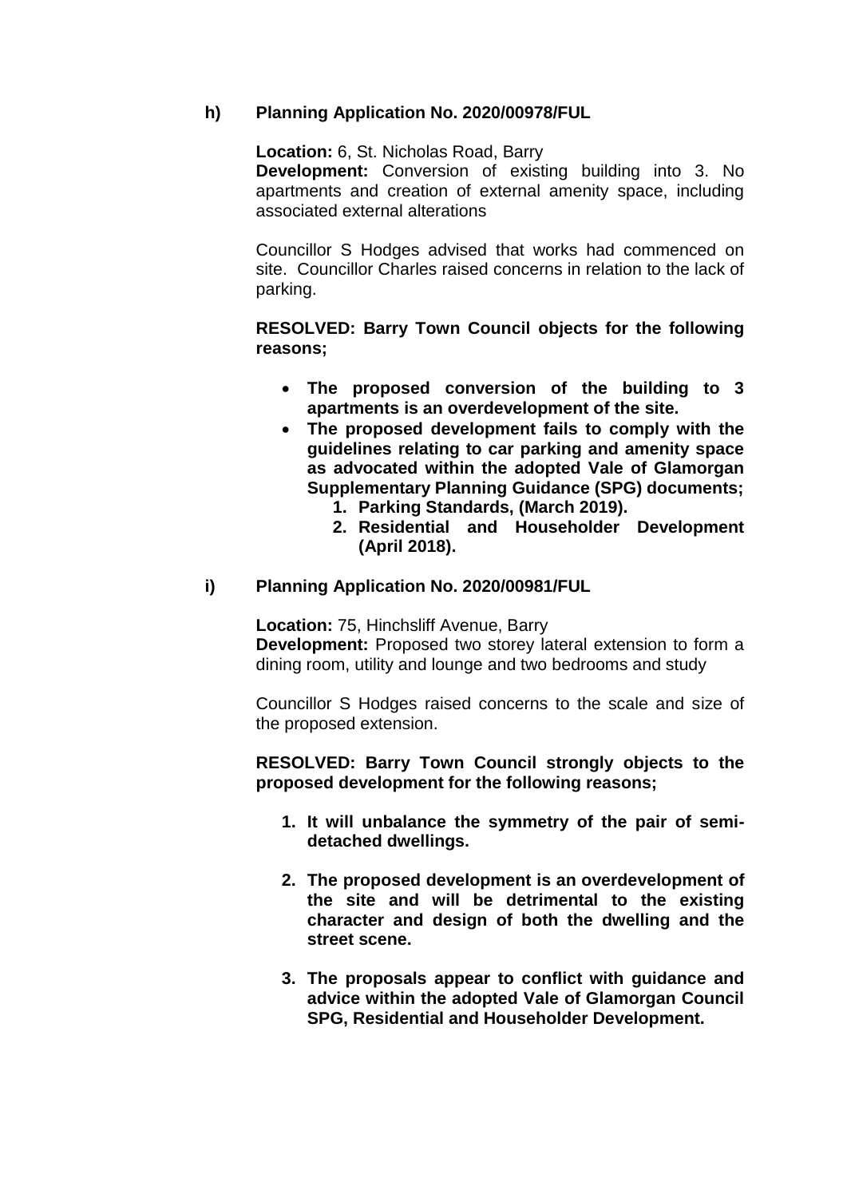**h) Planning Application No. 2020/00978/FUL**

**Location:** 6, St. Nicholas Road, Barry
**Development:** Conversion of existing building into 3. No apartments and creation of external amenity space, including associated external alterations

Councillor S Hodges advised that works had commenced on site. Councillor Charles raised concerns in relation to the lack of parking.

**RESOLVED: Barry Town Council objects for the following reasons;**

- **The proposed conversion of the building to 3 apartments is an overdevelopment of the site.**
- **The proposed development fails to comply with the guidelines relating to car parking and amenity space as advocated within the adopted Vale of Glamorgan Supplementary Planning Guidance (SPG) documents;**
    1. **Parking Standards, (March 2019).**
    2. **Residential and Householder Development (April 2018).**

**i) Planning Application No. 2020/00981/FUL**

**Location:** 75, Hinchsliff Avenue, Barry
**Development:** Proposed two storey lateral extension to form a dining room, utility and lounge and two bedrooms and study

Councillor S Hodges raised concerns to the scale and size of the proposed extension.

**RESOLVED: Barry Town Council strongly objects to the proposed development for the following reasons;**

1. **It will unbalance the symmetry of the pair of semi-detached dwellings.**

2. **The proposed development is an overdevelopment of the site and will be detrimental to the existing character and design of both the dwelling and the street scene.**

3. **The proposals appear to conflict with guidance and advice within the adopted Vale of Glamorgan Council SPG, Residential and Householder Development.**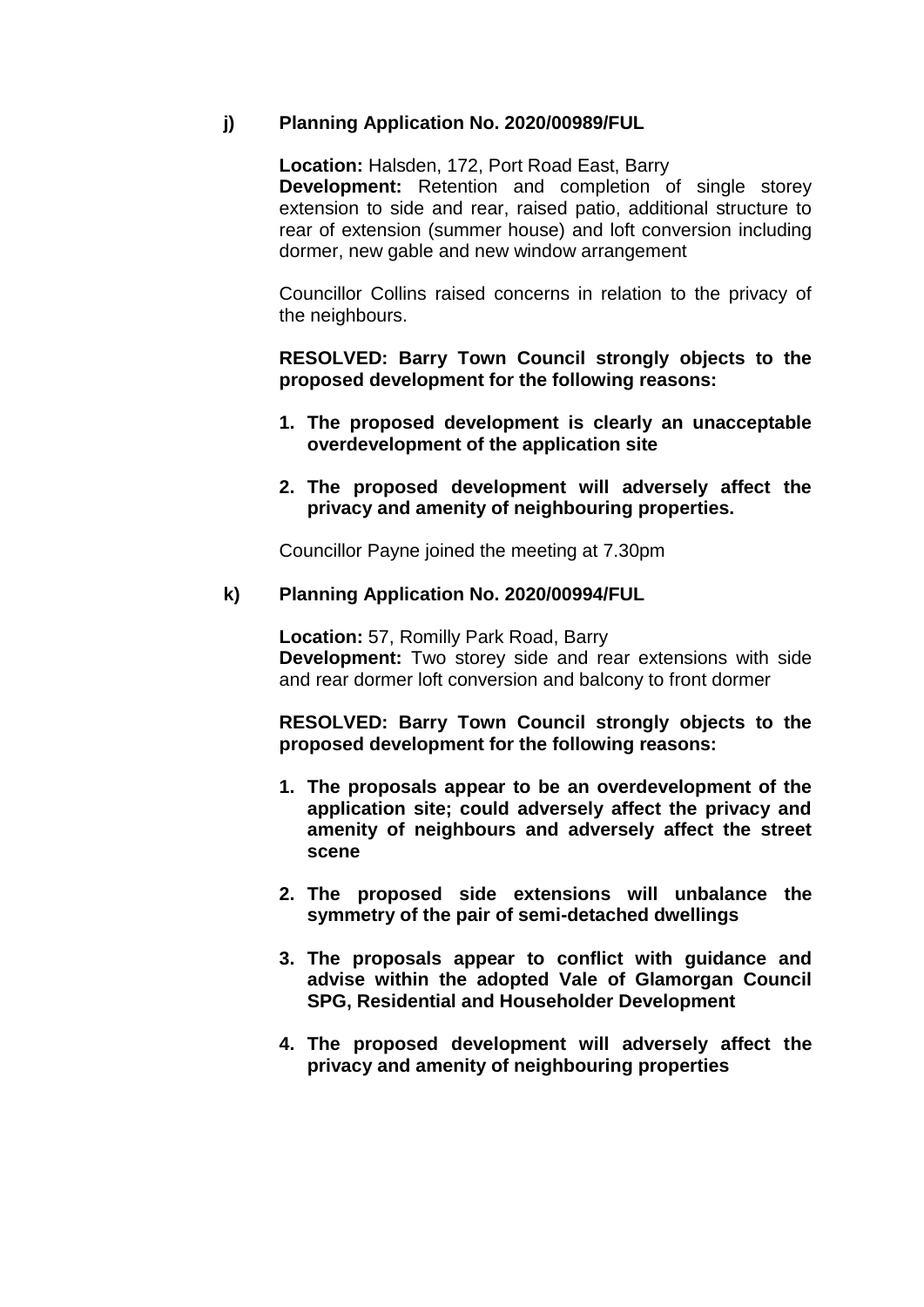**j) Planning Application No. 2020/00989/FUL**

**Location:** Halsden, 172, Port Road East, Barry
**Development:** Retention and completion of single storey extension to side and rear, raised patio, additional structure to rear of extension (summer house) and loft conversion including dormer, new gable and new window arrangement

Councillor Collins raised concerns in relation to the privacy of the neighbours.

**RESOLVED: Barry Town Council strongly objects to the proposed development for the following reasons:**

1. **The proposed development is clearly an unacceptable overdevelopment of the application site**
2. **The proposed development will adversely affect the privacy and amenity of neighbouring properties.**

Councillor Payne joined the meeting at 7.30pm

**k) Planning Application No. 2020/00994/FUL**

**Location:** 57, Romilly Park Road, Barry
**Development:** Two storey side and rear extensions with side and rear dormer loft conversion and balcony to front dormer

**RESOLVED: Barry Town Council strongly objects to the proposed development for the following reasons:**

1. **The proposals appear to be an overdevelopment of the application site; could adversely affect the privacy and amenity of neighbours and adversely affect the street scene**
2. **The proposed side extensions will unbalance the symmetry of the pair of semi-detached dwellings**
3. **The proposals appear to conflict with guidance and advise within the adopted Vale of Glamorgan Council SPG, Residential and Householder Development**
4. **The proposed development will adversely affect the privacy and amenity of neighbouring properties**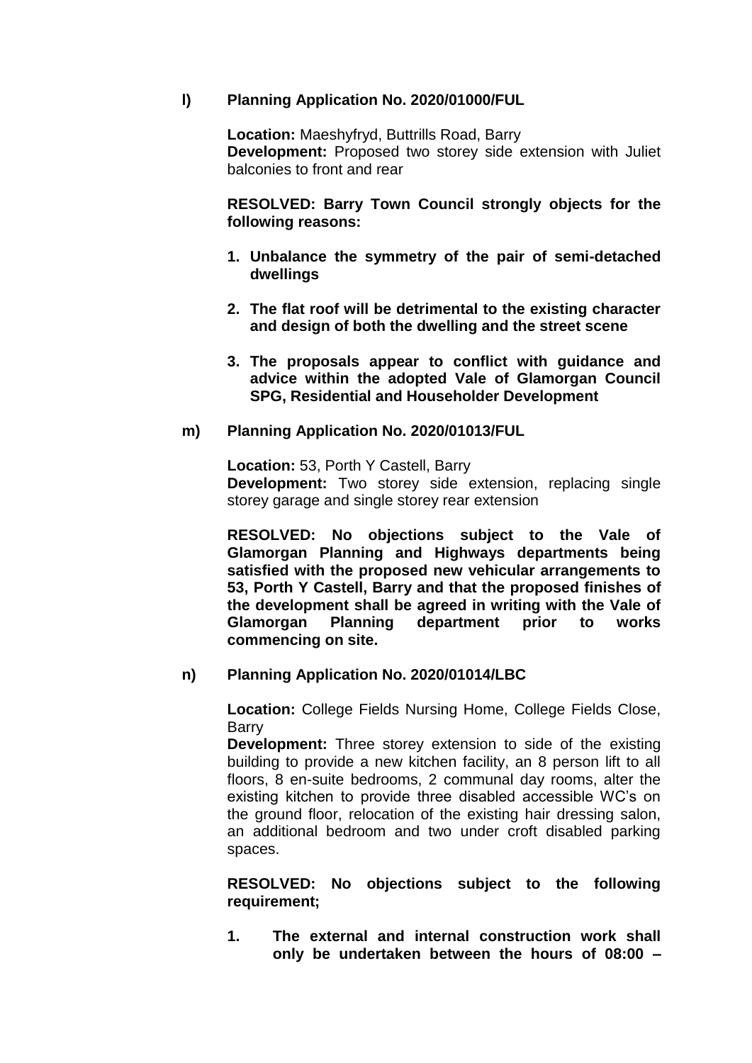**l) Planning Application No. 2020/01000/FUL**

**Location:** Maeshyfryd, Buttrills Road, Barry
**Development:** Proposed two storey side extension with Juliet balconies to front and rear

**RESOLVED: Barry Town Council strongly objects for the following reasons:**

1. **Unbalance the symmetry of the pair of semi-detached dwellings**
2. **The flat roof will be detrimental to the existing character and design of both the dwelling and the street scene**
3. **The proposals appear to conflict with guidance and advice within the adopted Vale of Glamorgan Council SPG, Residential and Householder Development**

**m) Planning Application No. 2020/01013/FUL**

**Location:** 53, Porth Y Castell, Barry
**Development:** Two storey side extension, replacing single storey garage and single storey rear extension

**RESOLVED: No objections subject to the Vale of Glamorgan Planning and Highways departments being satisfied with the proposed new vehicular arrangements to 53, Porth Y Castell, Barry and that the proposed finishes of the development shall be agreed in writing with the Vale of Glamorgan Planning department prior to works commencing on site.**

**n) Planning Application No. 2020/01014/LBC**

**Location:** College Fields Nursing Home, College Fields Close, Barry
**Development:** Three storey extension to side of the existing building to provide a new kitchen facility, an 8 person lift to all floors, 8 en-suite bedrooms, 2 communal day rooms, alter the existing kitchen to provide three disabled accessible WC's on the ground floor, relocation of the existing hair dressing salon, an additional bedroom and two under croft disabled parking spaces.

**RESOLVED: No objections subject to the following requirement;**

1. **The external and internal construction work shall only be undertaken between the hours of 08:00 –**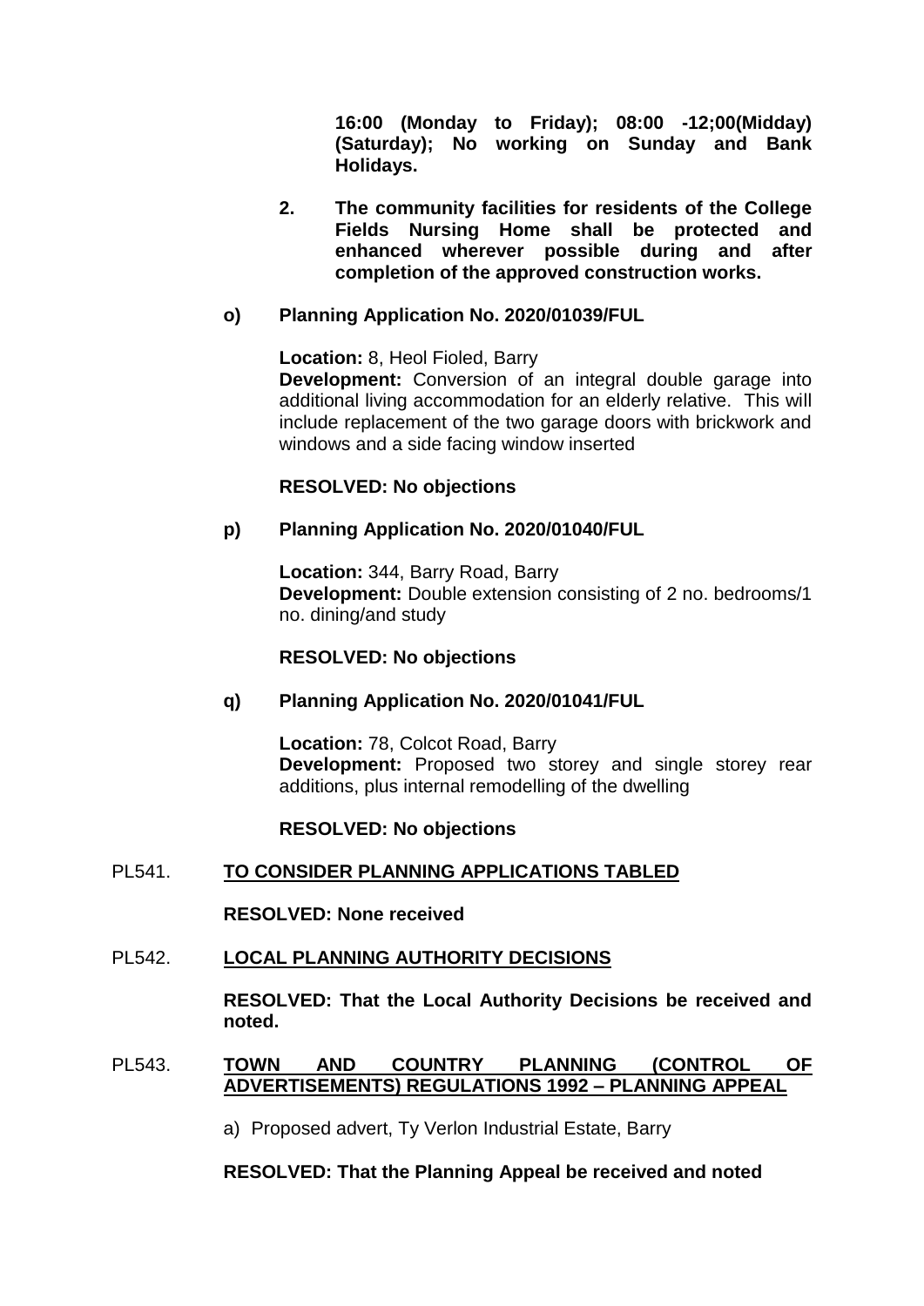**16:00 (Monday to Friday); 08:00 -12;00(Midday) (Saturday); No working on Sunday and Bank Holidays.**

**2. The community facilities for residents of the College Fields Nursing Home shall be protected and enhanced wherever possible during and after completion of the approved construction works.**

**o) Planning Application No. 2020/01039/FUL**

**Location:** 8, Heol Fioled, Barry
**Development:** Conversion of an integral double garage into additional living accommodation for an elderly relative. This will include replacement of the two garage doors with brickwork and windows and a side facing window inserted

**RESOLVED: No objections**

**p) Planning Application No. 2020/01040/FUL**

**Location:** 344, Barry Road, Barry
**Development:** Double extension consisting of 2 no. bedrooms/1 no. dining/and study

**RESOLVED: No objections**

**q) Planning Application No. 2020/01041/FUL**

**Location:** 78, Colcot Road, Barry
**Development:** Proposed two storey and single storey rear additions, plus internal remodelling of the dwelling

**RESOLVED: No objections**

PL541. **TO CONSIDER PLANNING APPLICATIONS TABLED**

**RESOLVED: None received**

PL542. **LOCAL PLANNING AUTHORITY DECISIONS**

**RESOLVED: That the Local Authority Decisions be received and noted.**

PL543. **TOWN AND COUNTRY PLANNING (CONTROL OF ADVERTISEMENTS) REGULATIONS 1992 – PLANNING APPEAL**

a) Proposed advert, Ty Verlon Industrial Estate, Barry

**RESOLVED: That the Planning Appeal be received and noted**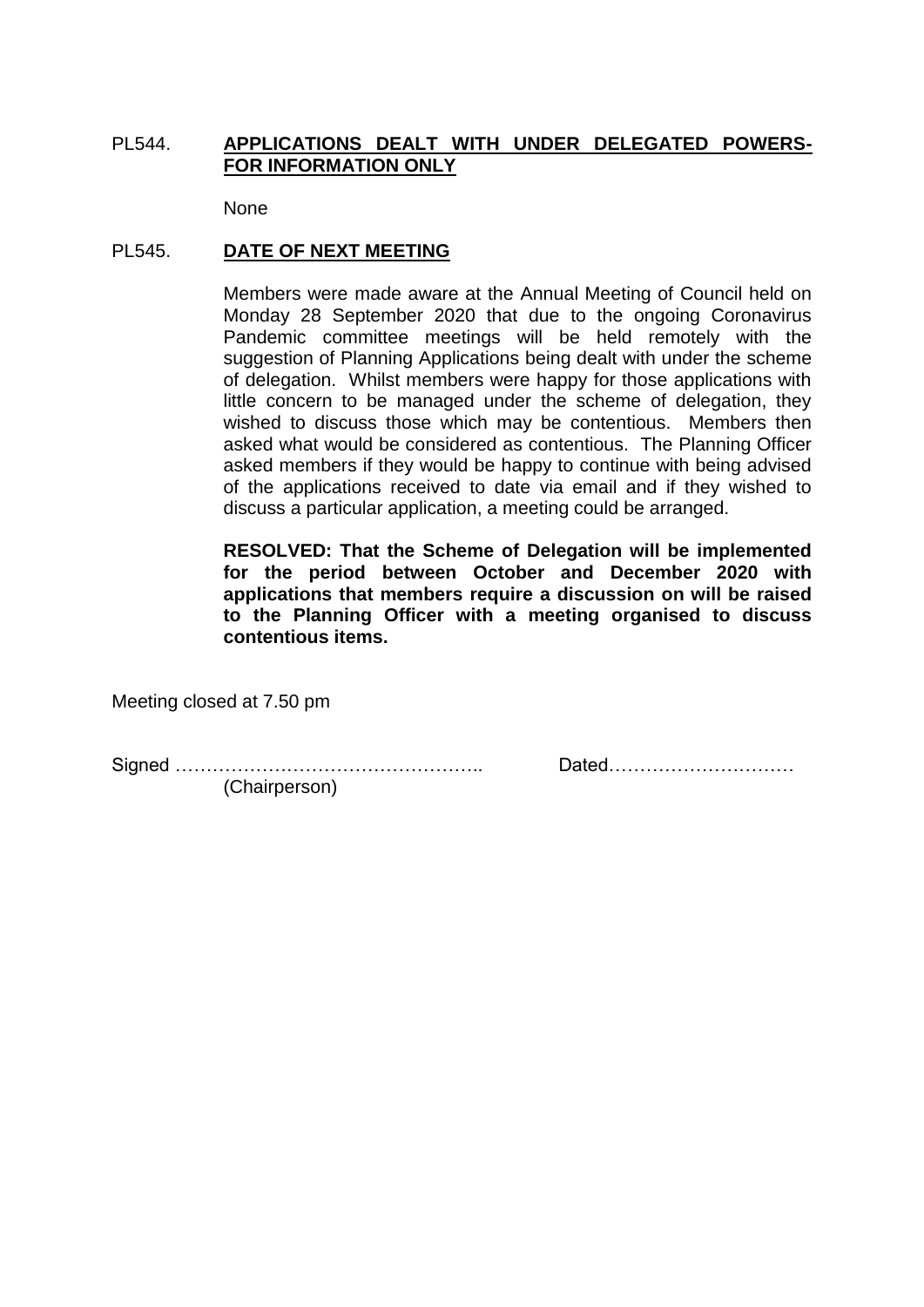PL544. **APPLICATIONS DEALT WITH UNDER DELEGATED POWERS- FOR INFORMATION ONLY**

None

PL545. **DATE OF NEXT MEETING**

Members were made aware at the Annual Meeting of Council held on Monday 28 September 2020 that due to the ongoing Coronavirus Pandemic committee meetings will be held remotely with the suggestion of Planning Applications being dealt with under the scheme of delegation. Whilst members were happy for those applications with little concern to be managed under the scheme of delegation, they wished to discuss those which may be contentious. Members then asked what would be considered as contentious. The Planning Officer asked members if they would be happy to continue with being advised of the applications received to date via email and if they wished to discuss a particular application, a meeting could be arranged.

**RESOLVED: That the Scheme of Delegation will be implemented for the period between October and December 2020 with applications that members require a discussion on will be raised to the Planning Officer with a meeting organised to discuss contentious items.**

Meeting closed at 7.50 pm

Signed ………………………………………….. Dated…………………………
(Chairperson)